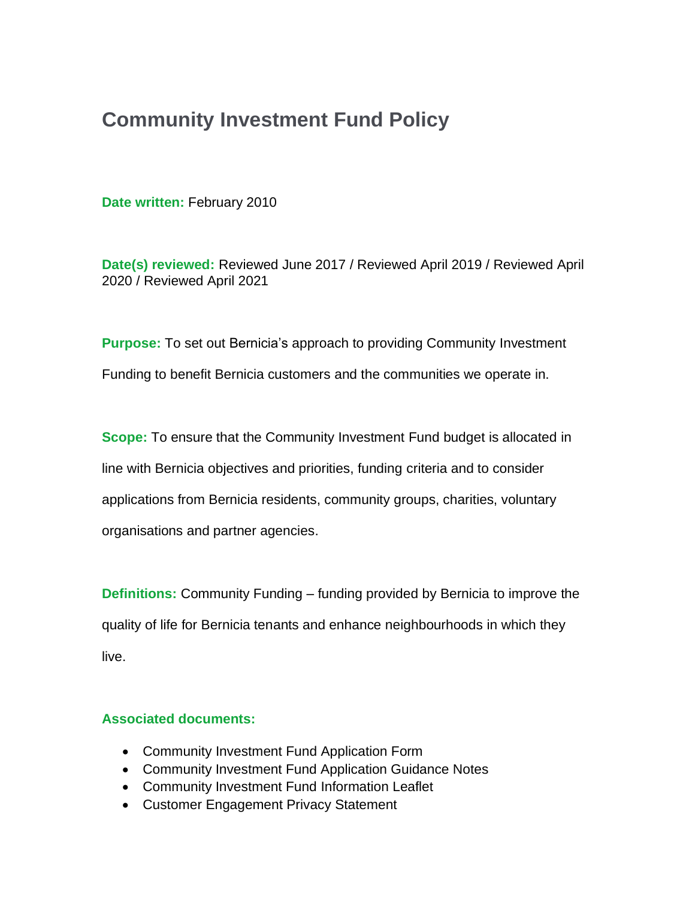# Community Investment Fund Policy

**Date written:** February 2010

**Date(s) reviewed:** Reviewed June 2017 / Reviewed April 2019 / Reviewed April 2020 / Reviewed April 2021

**Purpose:** To set out Bernicia's approach to providing Community Investment Funding to benefit Bernicia customers and the communities we operate in.

**Scope:** To ensure that the Community Investment Fund budget is allocated in line with Bernicia objectives and priorities, funding criteria and to consider applications from Bernicia residents, community groups, charities, voluntary organisations and partner agencies.

**Definitions:** Community Funding – funding provided by Bernicia to improve the quality of life for Bernicia tenants and enhance neighbourhoods in which they live.

**Associated documents:**

- Community Investment Fund Application Form
- Community Investment Fund Application Guidance Notes
- Community Investment Fund Information Leaflet
- Customer Engagement Privacy Statement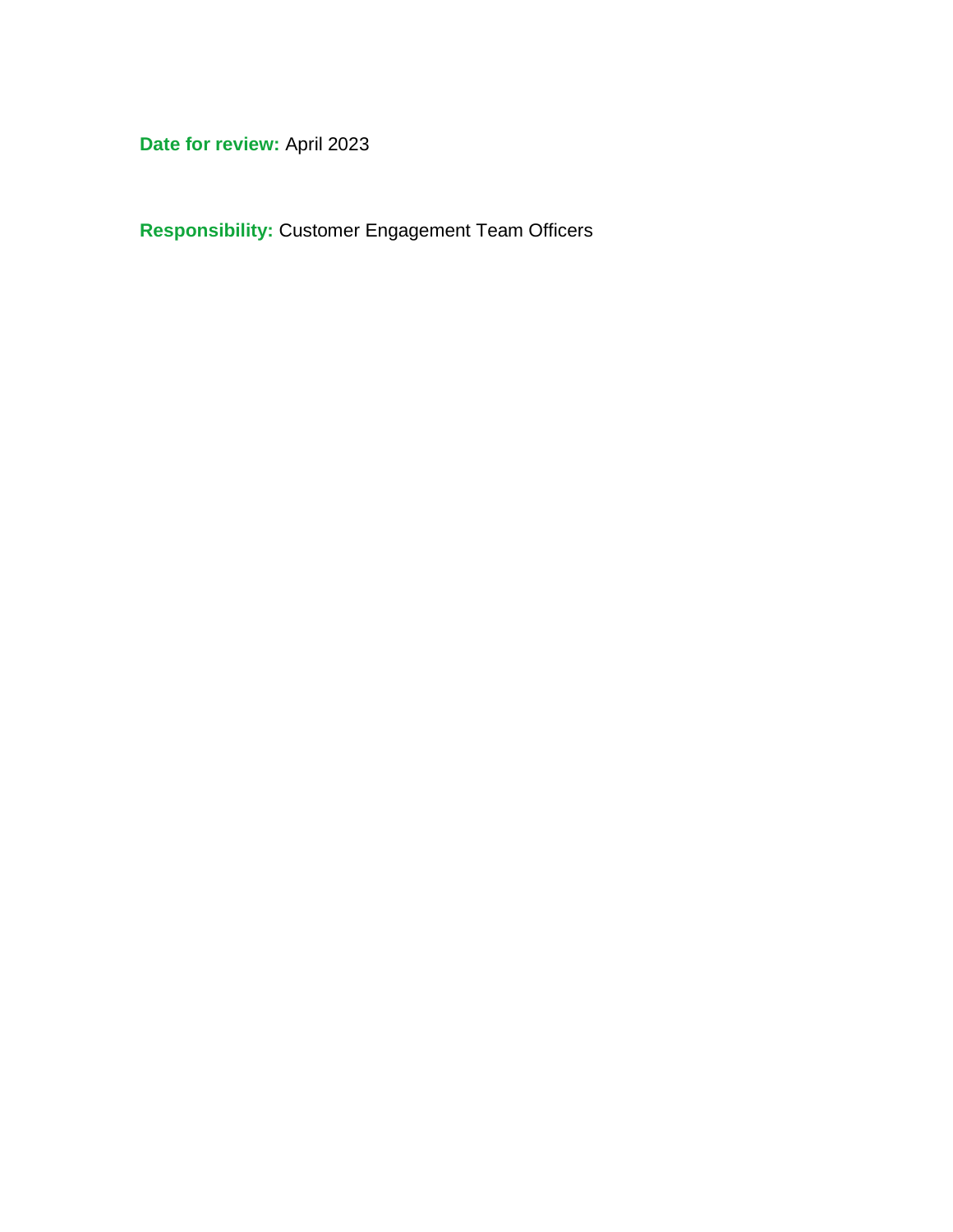**Date for review:** April 2023

**Responsibility:** Customer Engagement Team Officers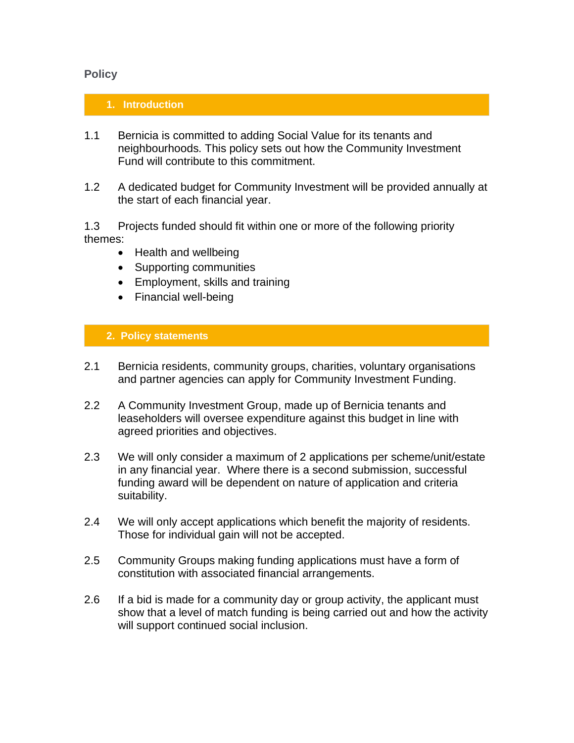**Policy**

## 1. Introduction

1.1 Bernicia is committed to adding Social Value for its tenants and neighbourhoods. This policy sets out how the Community Investment Fund will contribute to this commitment.

1.2 A dedicated budget for Community Investment will be provided annually at the start of each financial year.

1.3 Projects funded should fit within one or more of the following priority themes:

- Health and wellbeing
- Supporting communities
- Employment, skills and training
- Financial well-being

## 2. Policy statements

2.1 Bernicia residents, community groups, charities, voluntary organisations and partner agencies can apply for Community Investment Funding.

2.2 A Community Investment Group, made up of Bernicia tenants and leaseholders will oversee expenditure against this budget in line with agreed priorities and objectives.

2.3 We will only consider a maximum of 2 applications per scheme/unit/estate in any financial year. Where there is a second submission, successful funding award will be dependent on nature of application and criteria suitability.

2.4 We will only accept applications which benefit the majority of residents. Those for individual gain will not be accepted.

2.5 Community Groups making funding applications must have a form of constitution with associated financial arrangements.

2.6 If a bid is made for a community day or group activity, the applicant must show that a level of match funding is being carried out and how the activity will support continued social inclusion.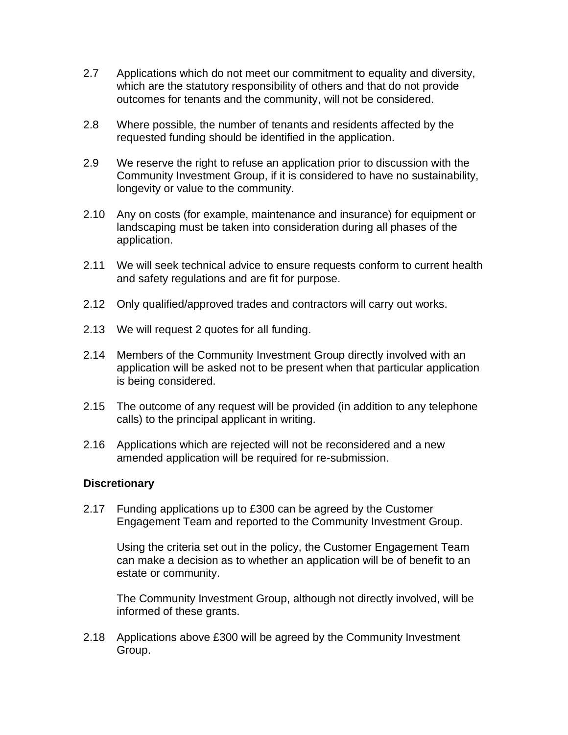2.7 Applications which do not meet our commitment to equality and diversity, which are the statutory responsibility of others and that do not provide outcomes for tenants and the community, will not be considered.

2.8 Where possible, the number of tenants and residents affected by the requested funding should be identified in the application.

2.9 We reserve the right to refuse an application prior to discussion with the Community Investment Group, if it is considered to have no sustainability, longevity or value to the community.

2.10 Any on costs (for example, maintenance and insurance) for equipment or landscaping must be taken into consideration during all phases of the application.

2.11 We will seek technical advice to ensure requests conform to current health and safety regulations and are fit for purpose.

2.12 Only qualified/approved trades and contractors will carry out works.

2.13 We will request 2 quotes for all funding.

2.14 Members of the Community Investment Group directly involved with an application will be asked not to be present when that particular application is being considered.

2.15 The outcome of any request will be provided (in addition to any telephone calls) to the principal applicant in writing.

2.16 Applications which are rejected will not be reconsidered and a new amended application will be required for re-submission.

**Discretionary**

2.17 Funding applications up to £300 can be agreed by the Customer Engagement Team and reported to the Community Investment Group.

Using the criteria set out in the policy, the Customer Engagement Team can make a decision as to whether an application will be of benefit to an estate or community.

The Community Investment Group, although not directly involved, will be informed of these grants.

2.18 Applications above £300 will be agreed by the Community Investment Group.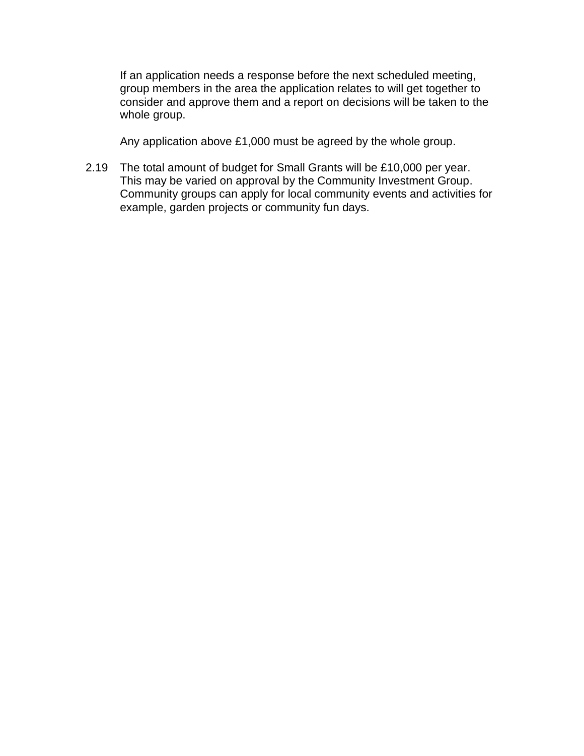If an application needs a response before the next scheduled meeting, group members in the area the application relates to will get together to consider and approve them and a report on decisions will be taken to the whole group.

Any application above £1,000 must be agreed by the whole group.

2.19 The total amount of budget for Small Grants will be £10,000 per year. This may be varied on approval by the Community Investment Group. Community groups can apply for local community events and activities for example, garden projects or community fun days.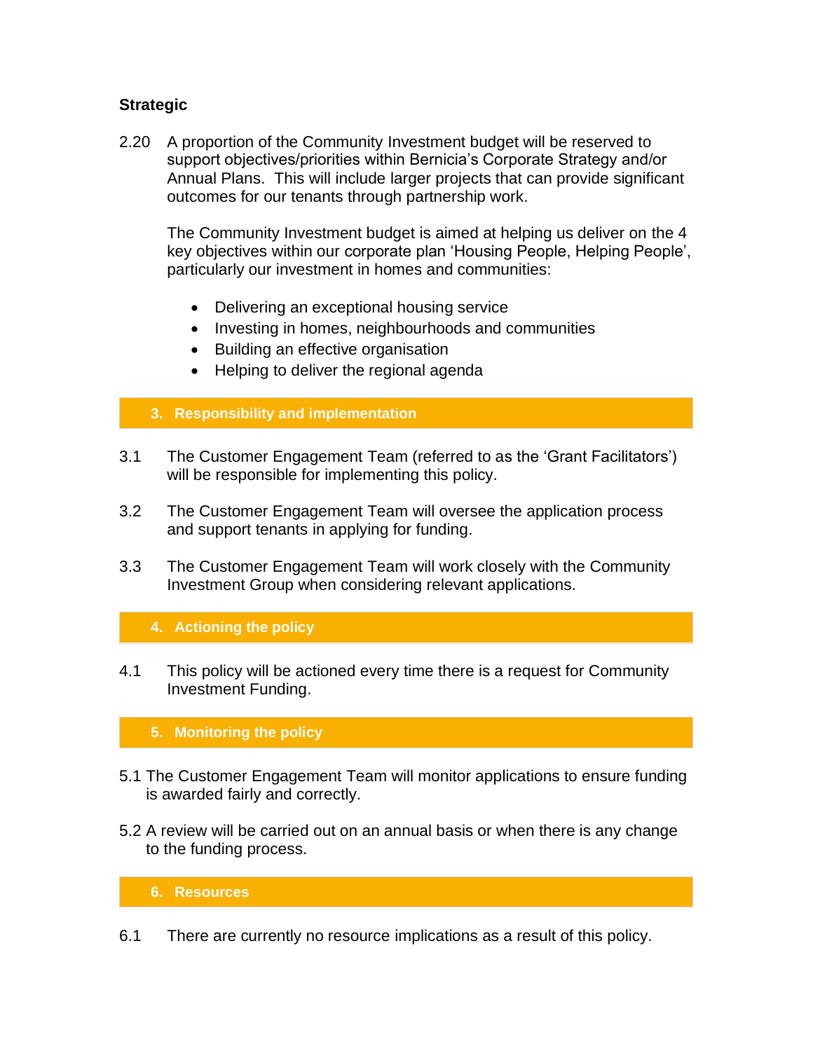**Strategic**

2.20 A proportion of the Community Investment budget will be reserved to support objectives/priorities within Bernicia's Corporate Strategy and/or Annual Plans. This will include larger projects that can provide significant outcomes for our tenants through partnership work.

The Community Investment budget is aimed at helping us deliver on the 4 key objectives within our corporate plan 'Housing People, Helping People', particularly our investment in homes and communities:

- Delivering an exceptional housing service
- Investing in homes, neighbourhoods and communities
- Building an effective organisation
- Helping to deliver the regional agenda

## 3. Responsibility and implementation

3.1 The Customer Engagement Team (referred to as the 'Grant Facilitators') will be responsible for implementing this policy.

3.2 The Customer Engagement Team will oversee the application process and support tenants in applying for funding.

3.3 The Customer Engagement Team will work closely with the Community Investment Group when considering relevant applications.

## 4. Actioning the policy

4.1 This policy will be actioned every time there is a request for Community Investment Funding.

## 5. Monitoring the policy

5.1 The Customer Engagement Team will monitor applications to ensure funding is awarded fairly and correctly.

5.2 A review will be carried out on an annual basis or when there is any change to the funding process.

## 6. Resources

6.1 There are currently no resource implications as a result of this policy.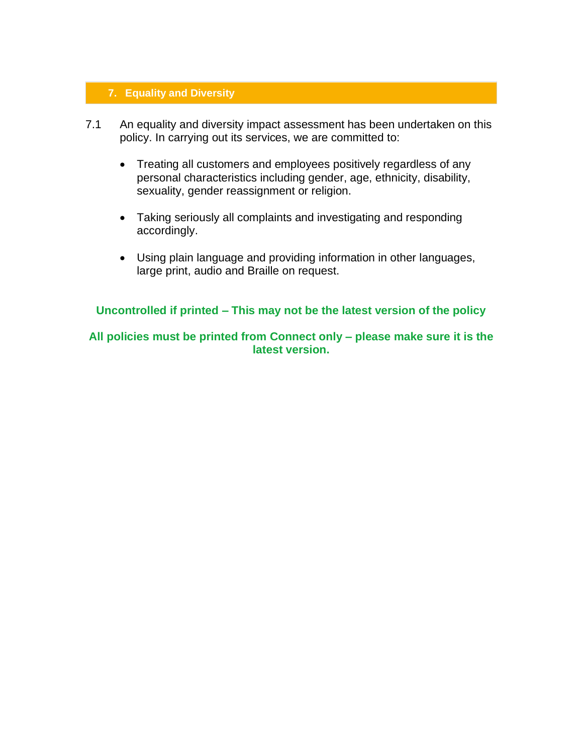## 7. Equality and Diversity

7.1 An equality and diversity impact assessment has been undertaken on this policy. In carrying out its services, we are committed to:

- Treating all customers and employees positively regardless of any personal characteristics including gender, age, ethnicity, disability, sexuality, gender reassignment or religion.

- Taking seriously all complaints and investigating and responding accordingly.

- Using plain language and providing information in other languages, large print, audio and Braille on request.

**Uncontrolled if printed – This may not be the latest version of the policy**

**All policies must be printed from Connect only – please make sure it is the latest version.**